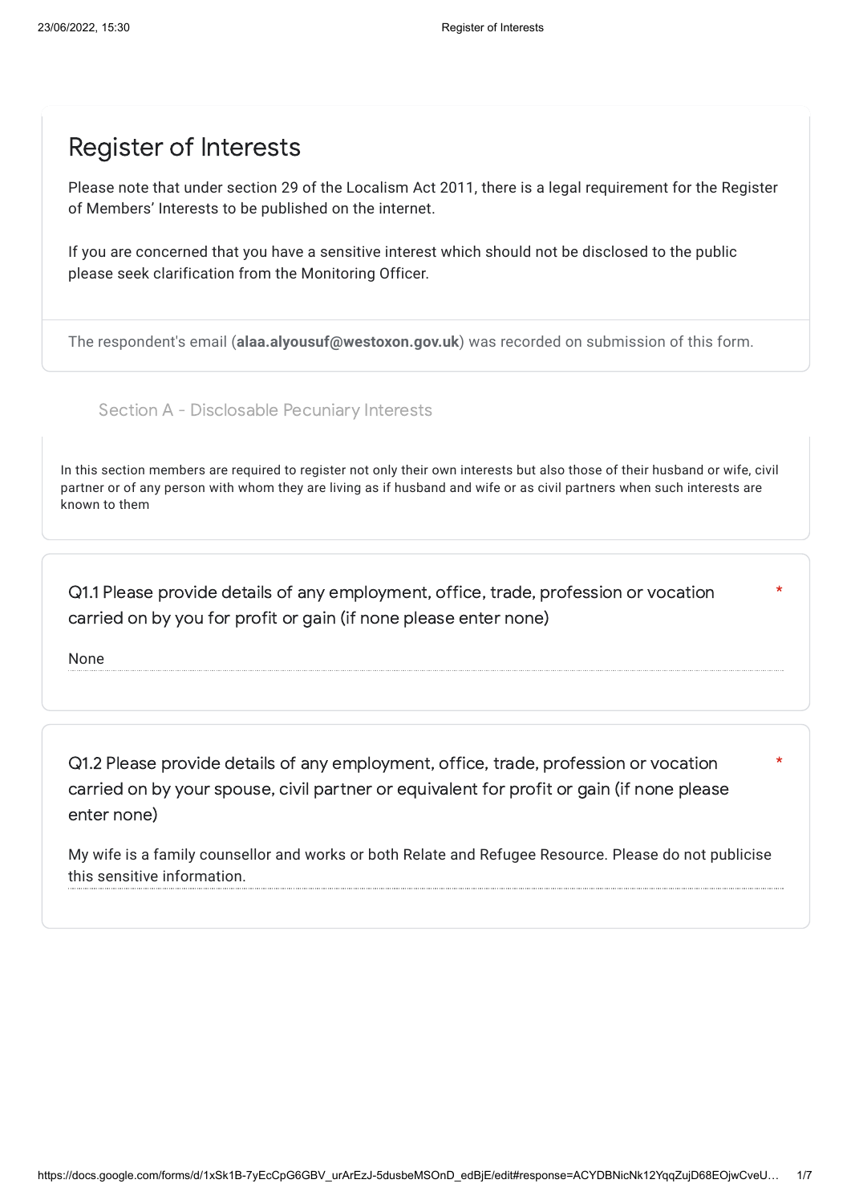# Register of Interests

Please note that under section 29 of the Localism Act 2011, there is a legal requirement for the Register of Members' Interests to be published on the internet.

If you are concerned that you have a sensitive interest which should not be disclosed to the public please seek clarification from the Monitoring Officer.

The respondent's email (**alaa.alyousuf@westoxon.gov.uk**) was recorded on submission of this form.

## Section A - Disclosable Pecuniary Interests

In this section members are required to register not only their own interests but also those of their husband or wife, civil partner or of any person with whom they are living as if husband and wife or as civil partners when such interests are known to them

**Q1.1 Please provide details of any employment, office, trade, profession or vocation carried on by you for profit or gain (if none please enter none)** *

None

**Q1.2 Please provide details of any employment, office, trade, profession or vocation carried on by your spouse, civil partner or equivalent for profit or gain (if none please enter none)** *

My wife is a family counsellor and works or both Relate and Refugee Resource. Please do not publicise this sensitive information.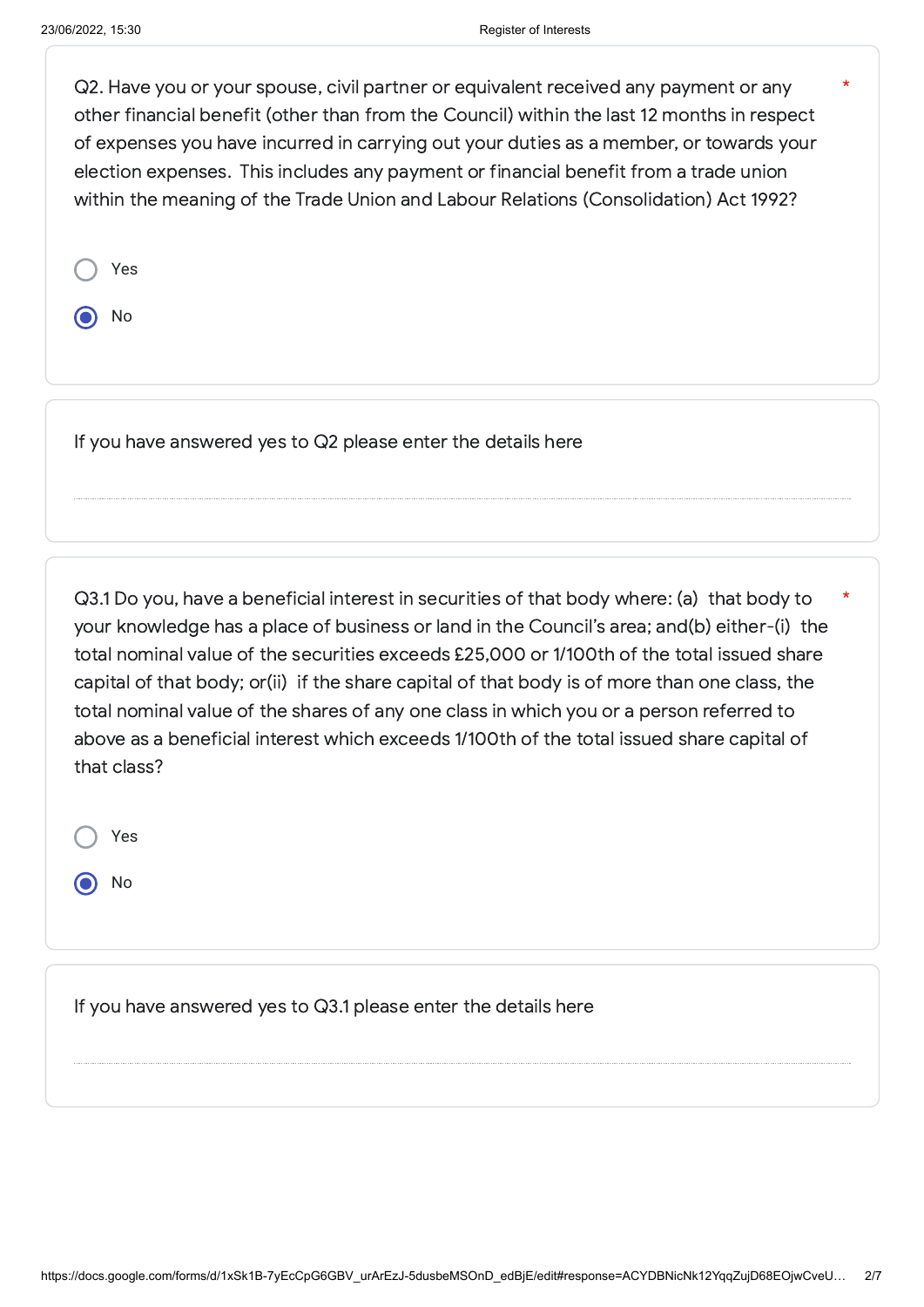Q2. Have you or your spouse, civil partner or equivalent received any payment or any other financial benefit (other than from the Council) within the last 12 months in respect of expenses you have incurred in carrying out your duties as a member, or towards your election expenses. This includes any payment or financial benefit from a trade union within the meaning of the Trade Union and Labour Relations (Consolidation) Act 1992? *

- ○ Yes
- ◉ No

If you have answered yes to Q2 please enter the details here

Q3.1 Do you, have a beneficial interest in securities of that body where: (a) that body to your knowledge has a place of business or land in the Council's area; and(b) either-(i) the total nominal value of the securities exceeds £25,000 or 1/100th of the total issued share capital of that body; or(ii) if the share capital of that body is of more than one class, the total nominal value of the shares of any one class in which you or a person referred to above as a beneficial interest which exceeds 1/100th of the total issued share capital of that class? *

- ○ Yes
- ◉ No

If you have answered yes to Q3.1 please enter the details here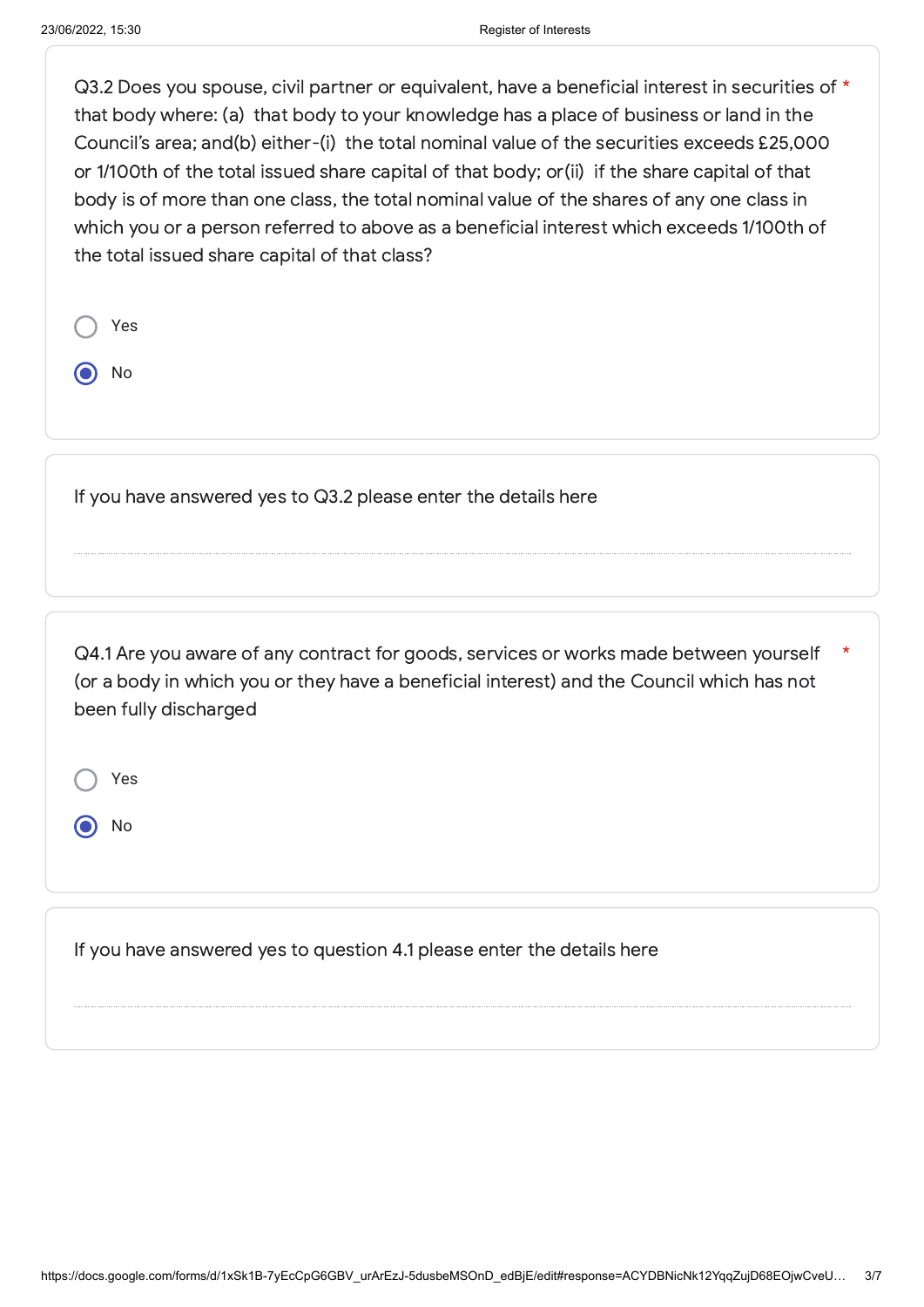Q3.2 Does you spouse, civil partner or equivalent, have a beneficial interest in securities of that body where: (a) that body to your knowledge has a place of business or land in the Council's area; and(b) either-(i) the total nominal value of the securities exceeds £25,000 or 1/100th of the total issued share capital of that body; or(ii) if the share capital of that body is of more than one class, the total nominal value of the shares of any one class in which you or a person referred to above as a beneficial interest which exceeds 1/100th of the total issued share capital of that class? *

- ○ Yes
- ◉ No

If you have answered yes to Q3.2 please enter the details here

---

Q4.1 Are you aware of any contract for goods, services or works made between yourself (or a body in which you or they have a beneficial interest) and the Council which has not been fully discharged *

- ○ Yes
- ◉ No

If you have answered yes to question 4.1 please enter the details here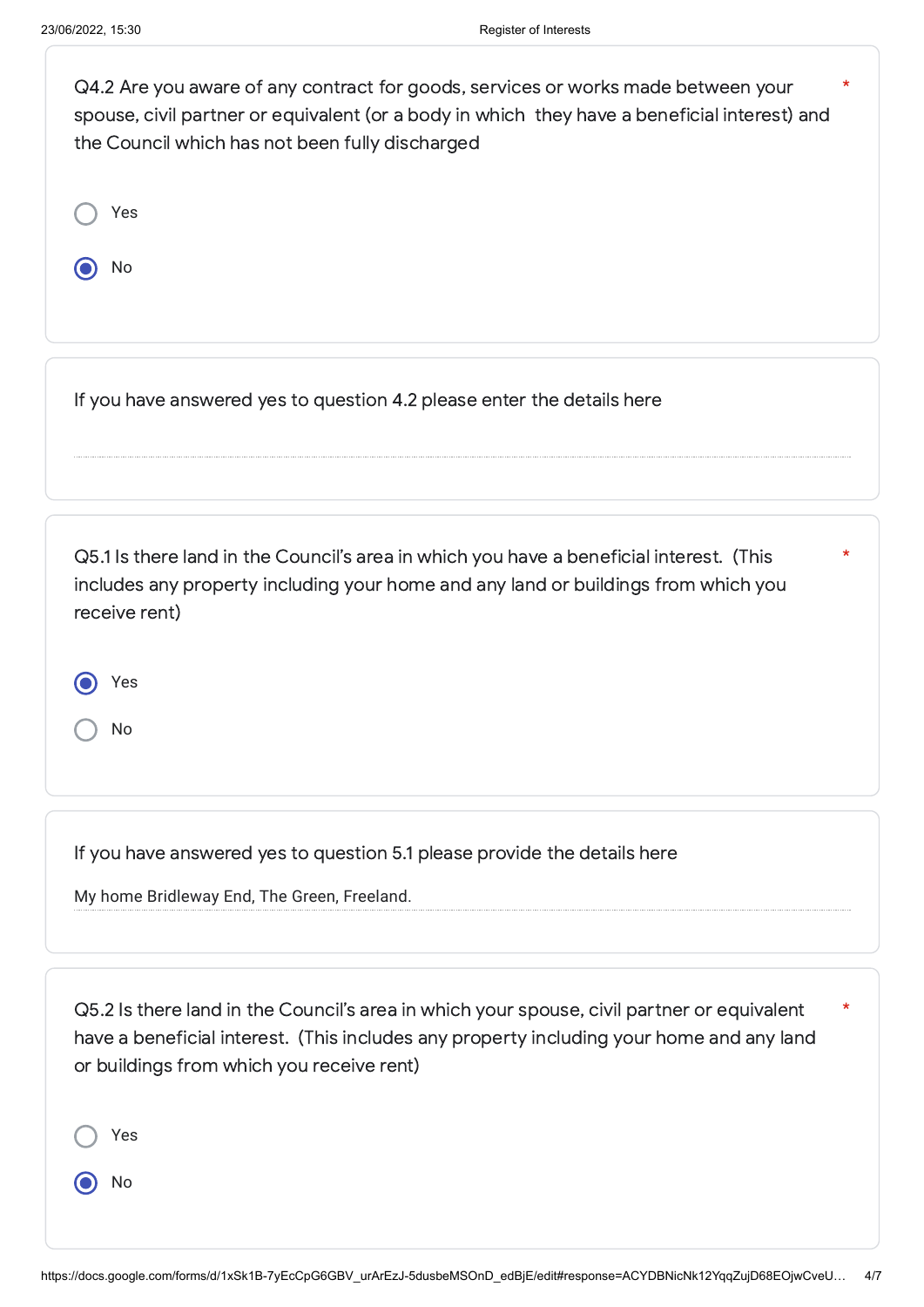Q4.2 Are you aware of any contract for goods, services or works made between your spouse, civil partner or equivalent (or a body in which they have a beneficial interest) and the Council which has not been fully discharged *

- ○ Yes
- ● No

If you have answered yes to question 4.2 please enter the details here

Q5.1 Is there land in the Council's area in which you have a beneficial interest. (This includes any property including your home and any land or buildings from which you receive rent) *

- ● Yes
- ○ No

If you have answered yes to question 5.1 please provide the details here

My home Bridleway End, The Green, Freeland.

Q5.2 Is there land in the Council's area in which your spouse, civil partner or equivalent have a beneficial interest. (This includes any property including your home and any land or buildings from which you receive rent) *

- ○ Yes
- ● No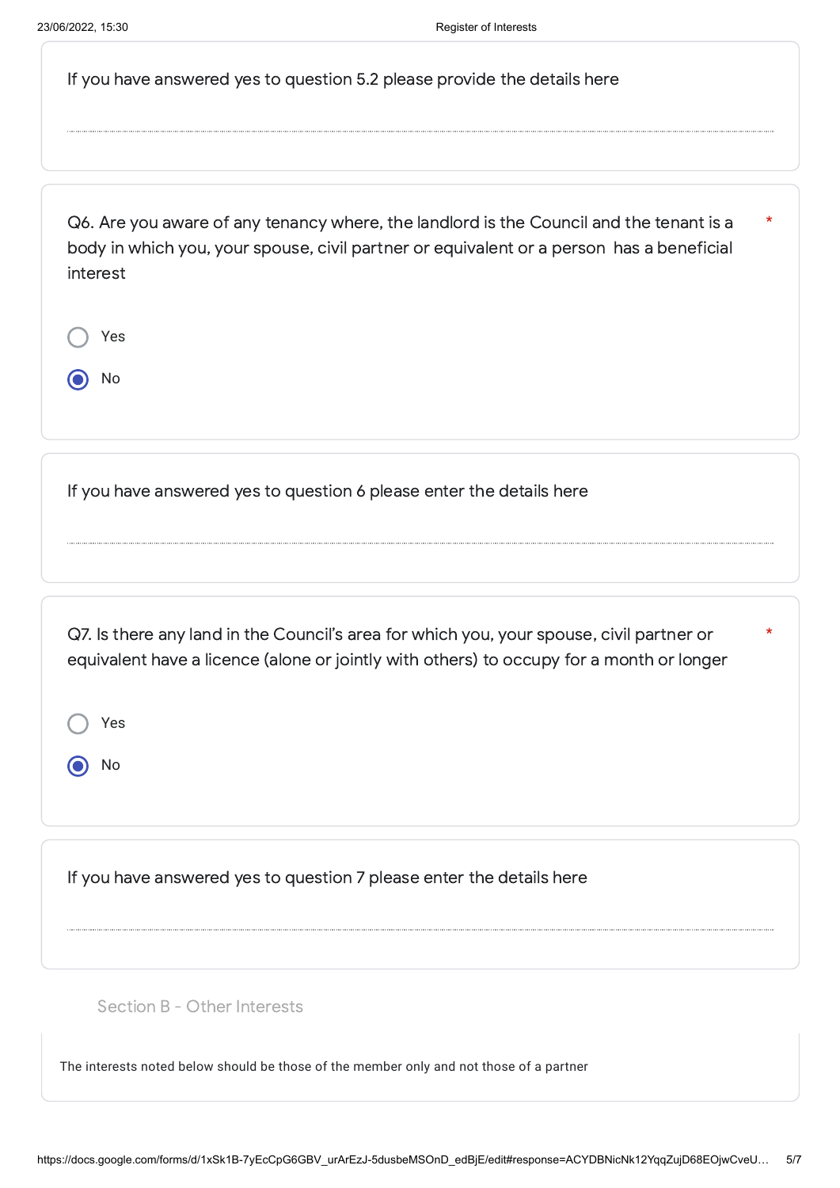If you have answered yes to question 5.2 please provide the details here

Q6. Are you aware of any tenancy where, the landlord is the Council and the tenant is a body in which you, your spouse, civil partner or equivalent or a person has a beneficial interest *

- ○ Yes
- ● No

If you have answered yes to question 6 please enter the details here

Q7. Is there any land in the Council's area for which you, your spouse, civil partner or equivalent have a licence (alone or jointly with others) to occupy for a month or longer *

- ○ Yes
- ● No

If you have answered yes to question 7 please enter the details here

## Section B - Other Interests

The interests noted below should be those of the member only and not those of a partner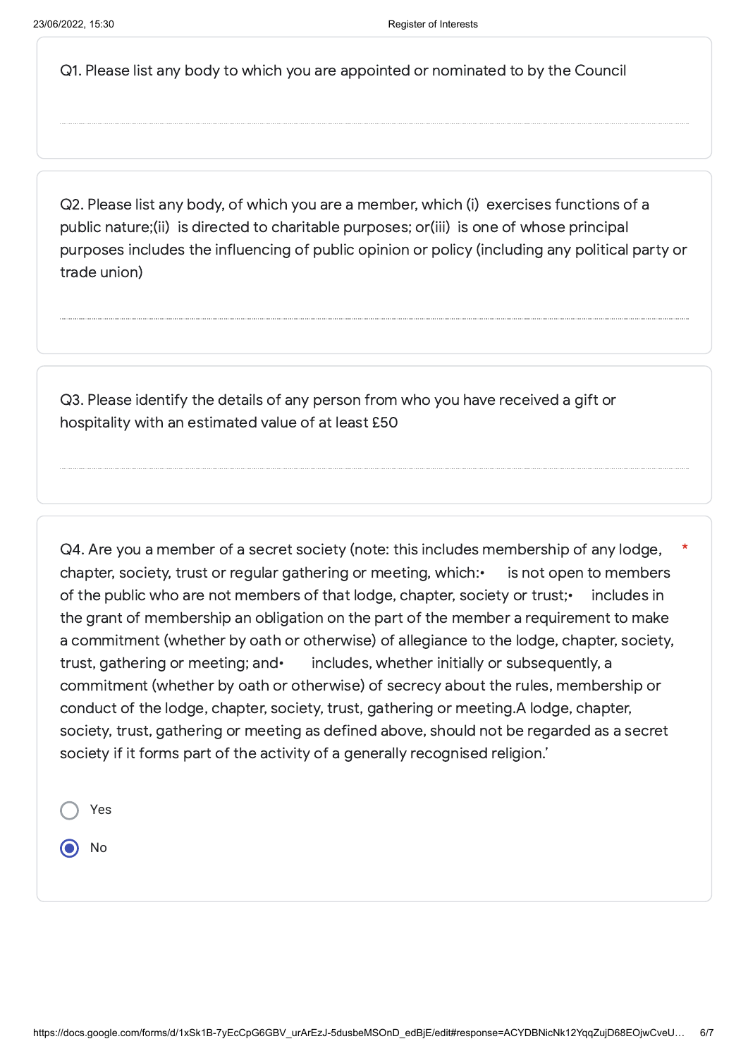Q1. Please list any body to which you are appointed or nominated to by the Council

Q2. Please list any body, of which you are a member, which (i) exercises functions of a public nature;(ii) is directed to charitable purposes; or(iii) is one of whose principal purposes includes the influencing of public opinion or policy (including any political party or trade union)

Q3. Please identify the details of any person from who you have received a gift or hospitality with an estimated value of at least £50

Q4. Are you a member of a secret society (note: this includes membership of any lodge, chapter, society, trust or regular gathering or meeting, which:• is not open to members of the public who are not members of that lodge, chapter, society or trust;• includes in the grant of membership an obligation on the part of the member a requirement to make a commitment (whether by oath or otherwise) of allegiance to the lodge, chapter, society, trust, gathering or meeting; and• includes, whether initially or subsequently, a commitment (whether by oath or otherwise) of secrecy about the rules, membership or conduct of the lodge, chapter, society, trust, gathering or meeting.A lodge, chapter, society, trust, gathering or meeting as defined above, should not be regarded as a secret society if it forms part of the activity of a generally recognised religion.' *

- ○ Yes
- ◉ No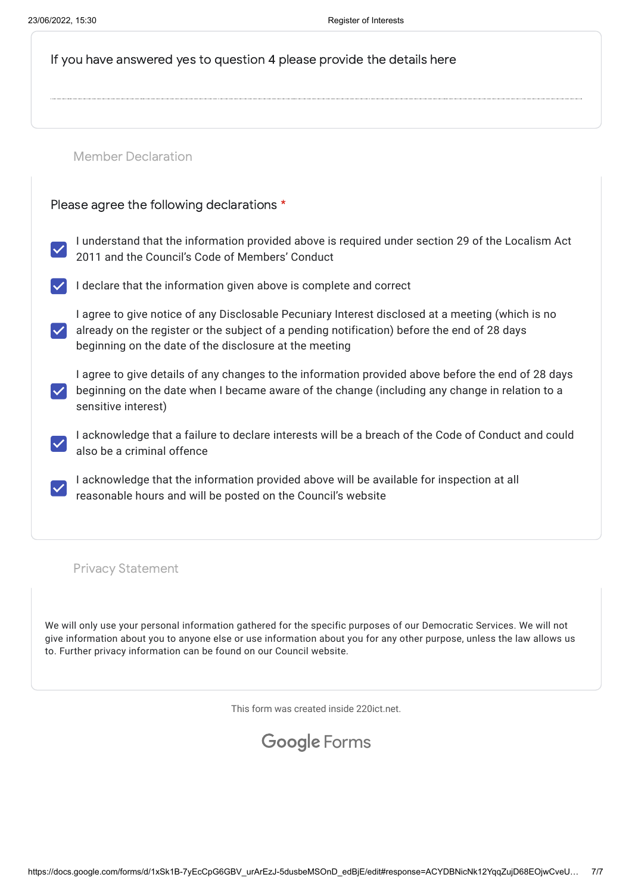If you have answered yes to question 4 please provide the details here

## Member Declaration

Please agree the following declarations *

- [x] I understand that the information provided above is required under section 29 of the Localism Act 2011 and the Council's Code of Members' Conduct
- [x] I declare that the information given above is complete and correct
- [x] I agree to give notice of any Disclosable Pecuniary Interest disclosed at a meeting (which is no already on the register or the subject of a pending notification) before the end of 28 days beginning on the date of the disclosure at the meeting
- [x] I agree to give details of any changes to the information provided above before the end of 28 days beginning on the date when I became aware of the change (including any change in relation to a sensitive interest)
- [x] I acknowledge that a failure to declare interests will be a breach of the Code of Conduct and could also be a criminal offence
- [x] I acknowledge that the information provided above will be available for inspection at all reasonable hours and will be posted on the Council's website

## Privacy Statement

We will only use your personal information gathered for the specific purposes of our Democratic Services. We will not give information about you to anyone else or use information about you for any other purpose, unless the law allows us to. Further privacy information can be found on our Council website.

This form was created inside 220ict.net.

Google Forms